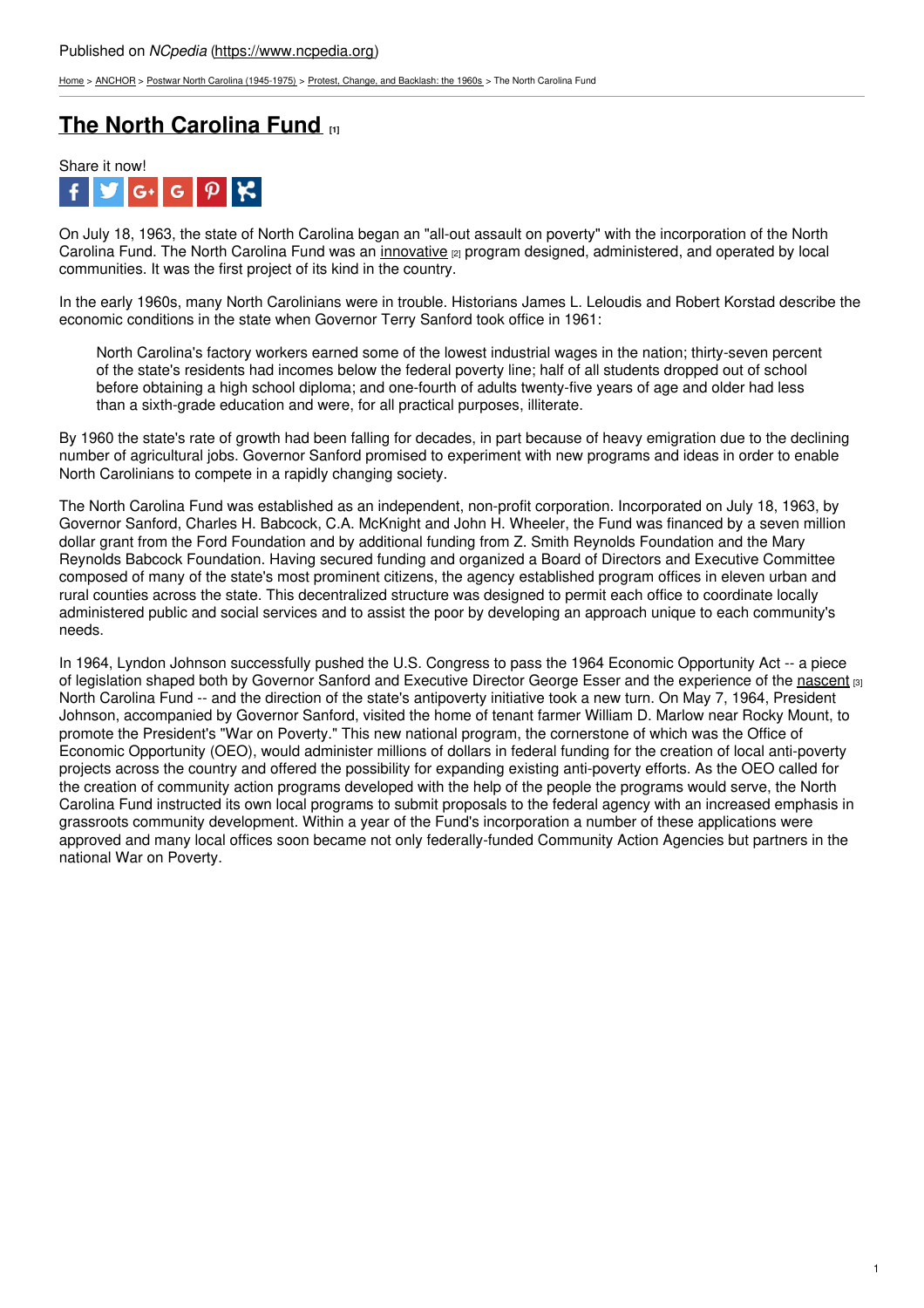Published on *NCpedia* (https://www.ncpedia.org)

Home > ANCHOR > Postwar North Carolina (1945-1975) > Protest, Change, and Backlash: the 1960s > The North Carolina Fund

# The North Carolina Fund [1]

Share it now!

On July 18, 1963, the state of North Carolina began an "all-out assault on poverty" with the incorporation of the North Carolina Fund. The North Carolina Fund was an innovative [2] program designed, administered, and operated by local communities. It was the first project of its kind in the country.

In the early 1960s, many North Carolinians were in trouble. Historians James L. Leloudis and Robert Korstad describe the economic conditions in the state when Governor Terry Sanford took office in 1961:

> North Carolina's factory workers earned some of the lowest industrial wages in the nation; thirty-seven percent of the state's residents had incomes below the federal poverty line; half of all students dropped out of school before obtaining a high school diploma; and one-fourth of adults twenty-five years of age and older had less than a sixth-grade education and were, for all practical purposes, illiterate.

By 1960 the state's rate of growth had been falling for decades, in part because of heavy emigration due to the declining number of agricultural jobs. Governor Sanford promised to experiment with new programs and ideas in order to enable North Carolinians to compete in a rapidly changing society.

The North Carolina Fund was established as an independent, non-profit corporation. Incorporated on July 18, 1963, by Governor Sanford, Charles H. Babcock, C.A. McKnight and John H. Wheeler, the Fund was financed by a seven million dollar grant from the Ford Foundation and by additional funding from Z. Smith Reynolds Foundation and the Mary Reynolds Babcock Foundation. Having secured funding and organized a Board of Directors and Executive Committee composed of many of the state's most prominent citizens, the agency established program offices in eleven urban and rural counties across the state. This decentralized structure was designed to permit each office to coordinate locally administered public and social services and to assist the poor by developing an approach unique to each community's needs.

In 1964, Lyndon Johnson successfully pushed the U.S. Congress to pass the 1964 Economic Opportunity Act -- a piece of legislation shaped both by Governor Sanford and Executive Director George Esser and the experience of the nascent [3] North Carolina Fund -- and the direction of the state's antipoverty initiative took a new turn. On May 7, 1964, President Johnson, accompanied by Governor Sanford, visited the home of tenant farmer William D. Marlow near Rocky Mount, to promote the President's "War on Poverty." This new national program, the cornerstone of which was the Office of Economic Opportunity (OEO), would administer millions of dollars in federal funding for the creation of local anti-poverty projects across the country and offered the possibility for expanding existing anti-poverty efforts. As the OEO called for the creation of community action programs developed with the help of the people the programs would serve, the North Carolina Fund instructed its own local programs to submit proposals to the federal agency with an increased emphasis in grassroots community development. Within a year of the Fund's incorporation a number of these applications were approved and many local offices soon became not only federally-funded Community Action Agencies but partners in the national War on Poverty.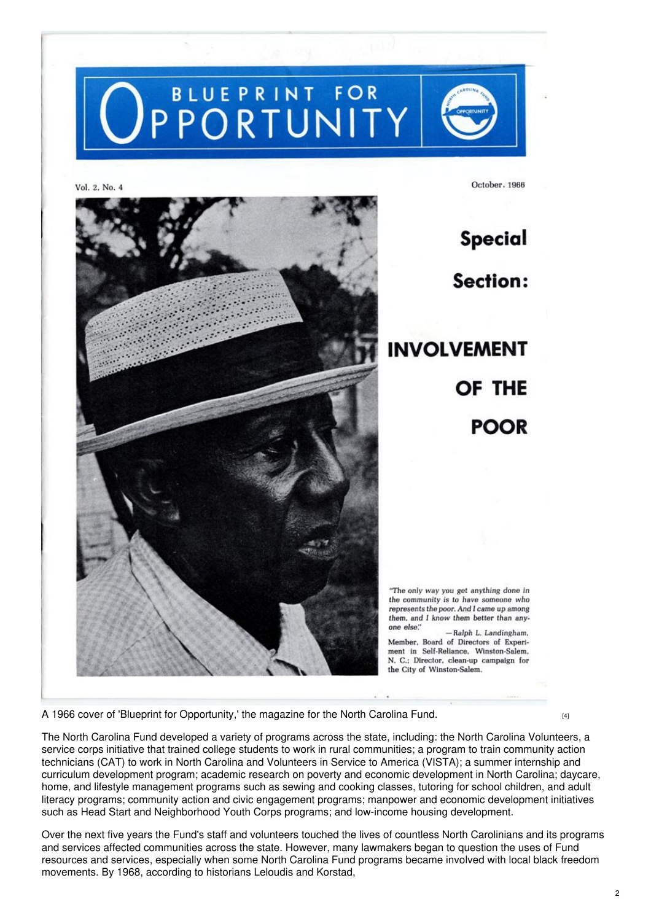A 1966 cover of 'Blueprint for Opportunity,' the magazine for the North Carolina Fund. [4]

The North Carolina Fund developed a variety of programs across the state, including: the North Carolina Volunteers, a service corps initiative that trained college students to work in rural communities; a program to train community action technicians (CAT) to work in North Carolina and Volunteers in Service to America (VISTA); a summer internship and curriculum development program; academic research on poverty and economic development in North Carolina; daycare, home, and lifestyle management programs such as sewing and cooking classes, tutoring for school children, and adult literacy programs; community action and civic engagement programs; manpower and economic development initiatives such as Head Start and Neighborhood Youth Corps programs; and low-income housing development.

Over the next five years the Fund's staff and volunteers touched the lives of countless North Carolinians and its programs and services affected communities across the state. However, many lawmakers began to question the uses of Fund resources and services, especially when some North Carolina Fund programs became involved with local black freedom movements. By 1968, according to historians Leloudis and Korstad,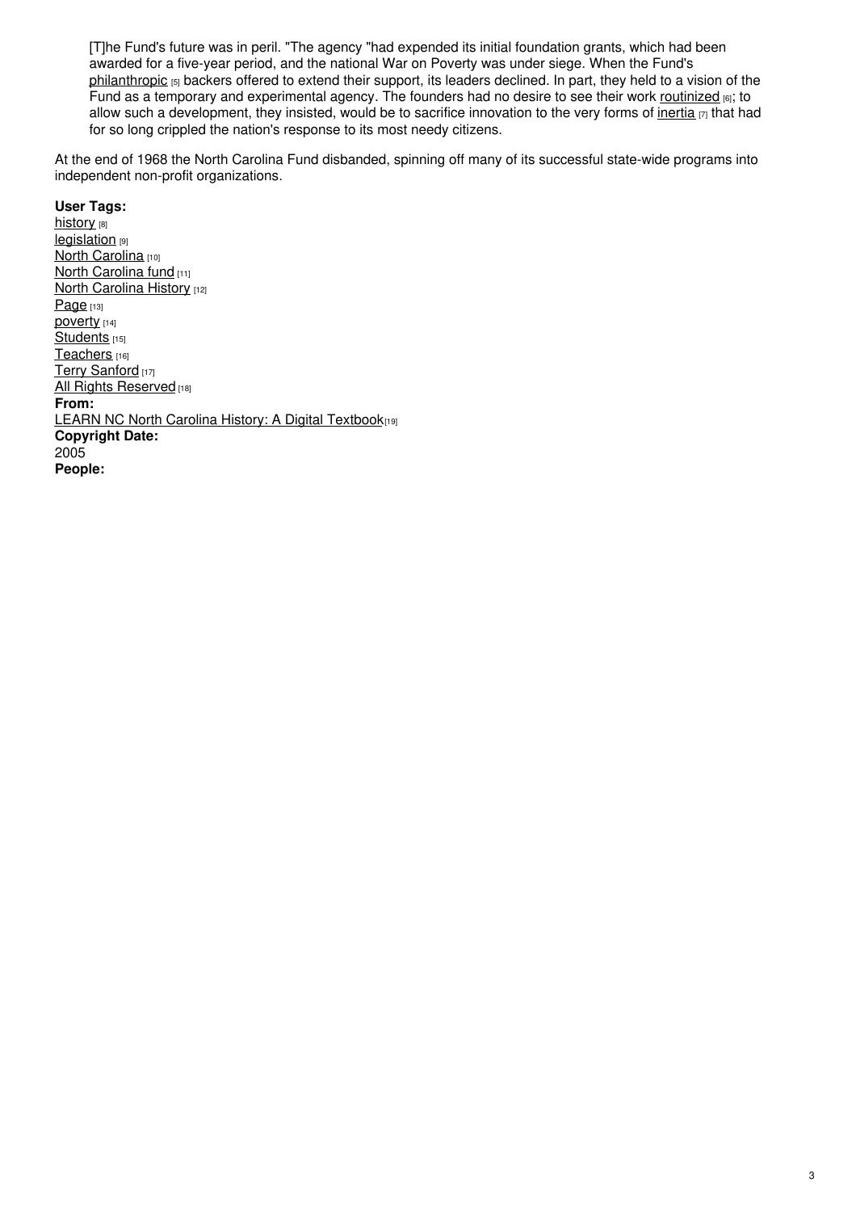> [T]he Fund's future was in peril. "The agency "had expended its initial foundation grants, which had been awarded for a five-year period, and the national War on Poverty was under siege. When the Fund's philanthropic [5] backers offered to extend their support, its leaders declined. In part, they held to a vision of the Fund as a temporary and experimental agency. The founders had no desire to see their work routinized [6]; to allow such a development, they insisted, would be to sacrifice innovation to the very forms of inertia [7] that had for so long crippled the nation's response to its most needy citizens.

At the end of 1968 the North Carolina Fund disbanded, spinning off many of its successful state-wide programs into independent non-profit organizations.

**User Tags:**
history [8]
legislation [9]
North Carolina [10]
North Carolina fund [11]
North Carolina History [12]
Page [13]
poverty [14]
Students [15]
Teachers [16]
Terry Sanford [17]
All Rights Reserved [18]
**From:**
LEARN NC North Carolina History: A Digital Textbook [19]
**Copyright Date:**
2005
**People:**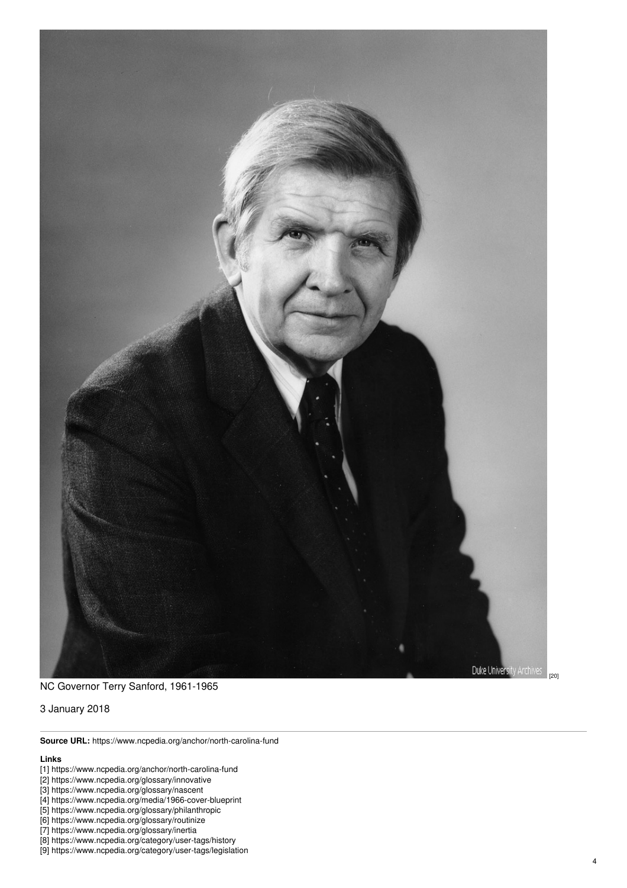Duke University Archives [20]

NC Governor Terry Sanford, 1961-1965

3 January 2018

**Source URL:** https://www.ncpedia.org/anchor/north-carolina-fund

**Links**

[1] https://www.ncpedia.org/anchor/north-carolina-fund
[2] https://www.ncpedia.org/glossary/innovative
[3] https://www.ncpedia.org/glossary/nascent
[4] https://www.ncpedia.org/media/1966-cover-blueprint
[5] https://www.ncpedia.org/glossary/philanthropic
[6] https://www.ncpedia.org/glossary/routinize
[7] https://www.ncpedia.org/glossary/inertia
[8] https://www.ncpedia.org/category/user-tags/history
[9] https://www.ncpedia.org/category/user-tags/legislation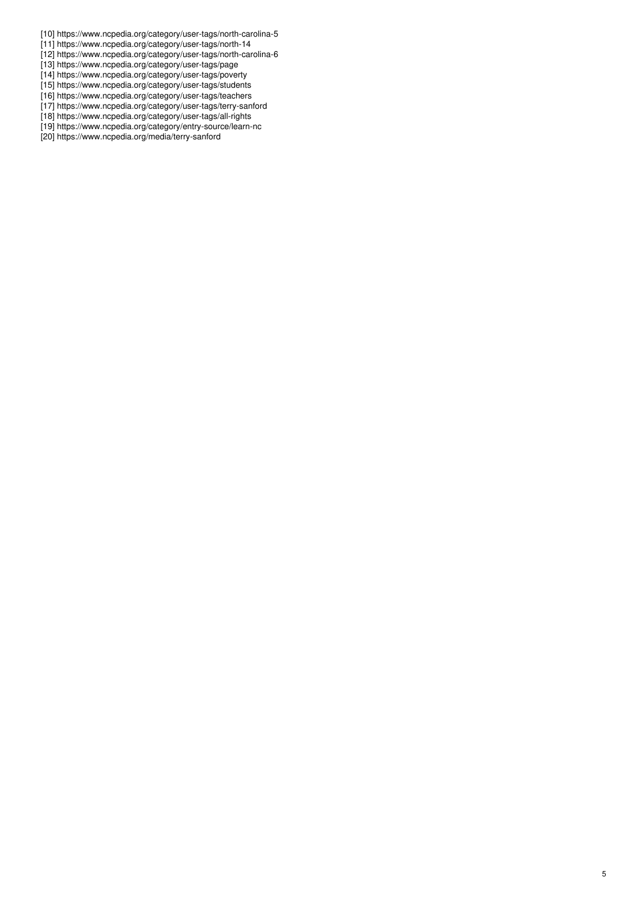[10] https://www.ncpedia.org/category/user-tags/north-carolina-5
[11] https://www.ncpedia.org/category/user-tags/north-14
[12] https://www.ncpedia.org/category/user-tags/north-carolina-6
[13] https://www.ncpedia.org/category/user-tags/page
[14] https://www.ncpedia.org/category/user-tags/poverty
[15] https://www.ncpedia.org/category/user-tags/students
[16] https://www.ncpedia.org/category/user-tags/teachers
[17] https://www.ncpedia.org/category/user-tags/terry-sanford
[18] https://www.ncpedia.org/category/user-tags/all-rights
[19] https://www.ncpedia.org/category/entry-source/learn-nc
[20] https://www.ncpedia.org/media/terry-sanford